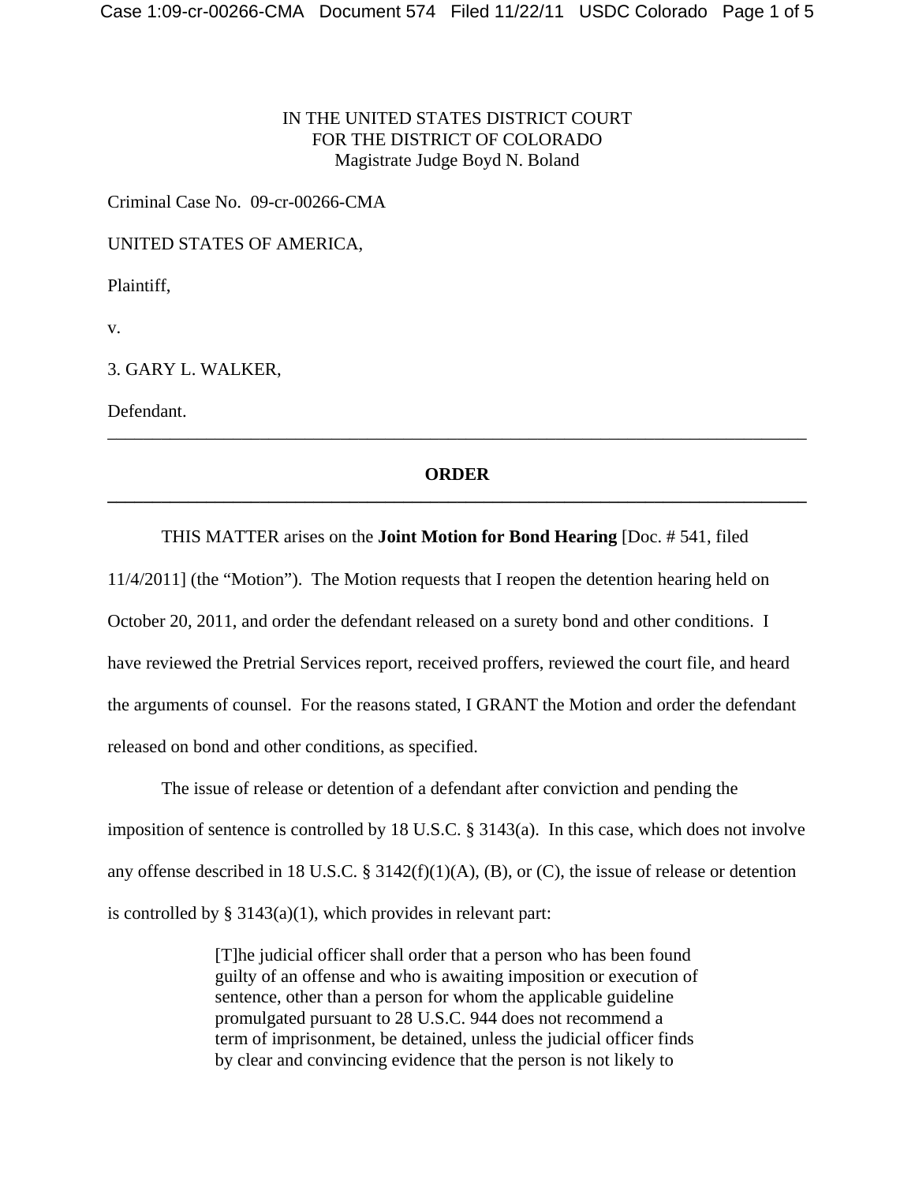IN THE UNITED STATES DISTRICT COURT
FOR THE DISTRICT OF COLORADO
Magistrate Judge Boyd N. Boland

Criminal Case No. 09-cr-00266-CMA

UNITED STATES OF AMERICA,

Plaintiff,

v.

3. GARY L. WALKER,

Defendant.

---

## ORDER

---

THIS MATTER arises on the **Joint Motion for Bond Hearing** [Doc. # 541, filed 11/4/2011] (the "Motion"). The Motion requests that I reopen the detention hearing held on October 20, 2011, and order the defendant released on a surety bond and other conditions. I have reviewed the Pretrial Services report, received proffers, reviewed the court file, and heard the arguments of counsel. For the reasons stated, I GRANT the Motion and order the defendant released on bond and other conditions, as specified.

The issue of release or detention of a defendant after conviction and pending the imposition of sentence is controlled by 18 U.S.C. § 3143(a). In this case, which does not involve any offense described in 18 U.S.C. § 3142(f)(1)(A), (B), or (C), the issue of release or detention is controlled by § 3143(a)(1), which provides in relevant part:

> [T]he judicial officer shall order that a person who has been found guilty of an offense and who is awaiting imposition or execution of sentence, other than a person for whom the applicable guideline promulgated pursuant to 28 U.S.C. 944 does not recommend a term of imprisonment, be detained, unless the judicial officer finds by clear and convincing evidence that the person is not likely to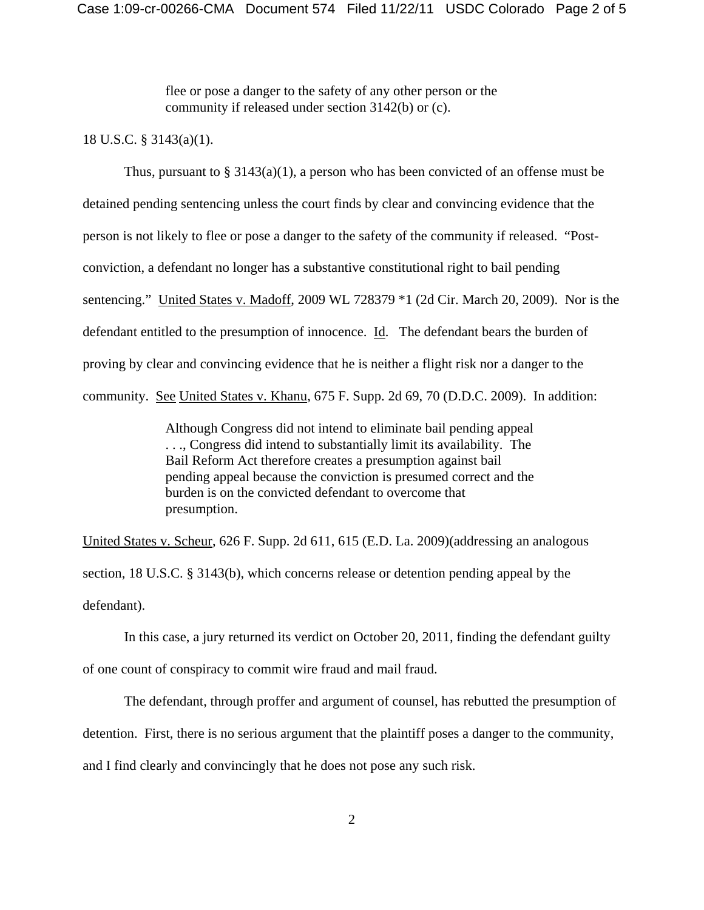> flee or pose a danger to the safety of any other person or the community if released under section 3142(b) or (c).

18 U.S.C. § 3143(a)(1).

Thus, pursuant to § 3143(a)(1), a person who has been convicted of an offense must be detained pending sentencing unless the court finds by clear and convincing evidence that the person is not likely to flee or pose a danger to the safety of the community if released. "Post-conviction, a defendant no longer has a substantive constitutional right to bail pending sentencing." United States v. Madoff, 2009 WL 728379 *1 (2d Cir. March 20, 2009). Nor is the defendant entitled to the presumption of innocence. Id. The defendant bears the burden of proving by clear and convincing evidence that he is neither a flight risk nor a danger to the community. See United States v. Khanu, 675 F. Supp. 2d 69, 70 (D.D.C. 2009). In addition:

> Although Congress did not intend to eliminate bail pending appeal . . ., Congress did intend to substantially limit its availability. The Bail Reform Act therefore creates a presumption against bail pending appeal because the conviction is presumed correct and the burden is on the convicted defendant to overcome that presumption.

United States v. Scheur, 626 F. Supp. 2d 611, 615 (E.D. La. 2009)(addressing an analogous section, 18 U.S.C. § 3143(b), which concerns release or detention pending appeal by the defendant).

In this case, a jury returned its verdict on October 20, 2011, finding the defendant guilty of one count of conspiracy to commit wire fraud and mail fraud.

The defendant, through proffer and argument of counsel, has rebutted the presumption of detention. First, there is no serious argument that the plaintiff poses a danger to the community, and I find clearly and convincingly that he does not pose any such risk.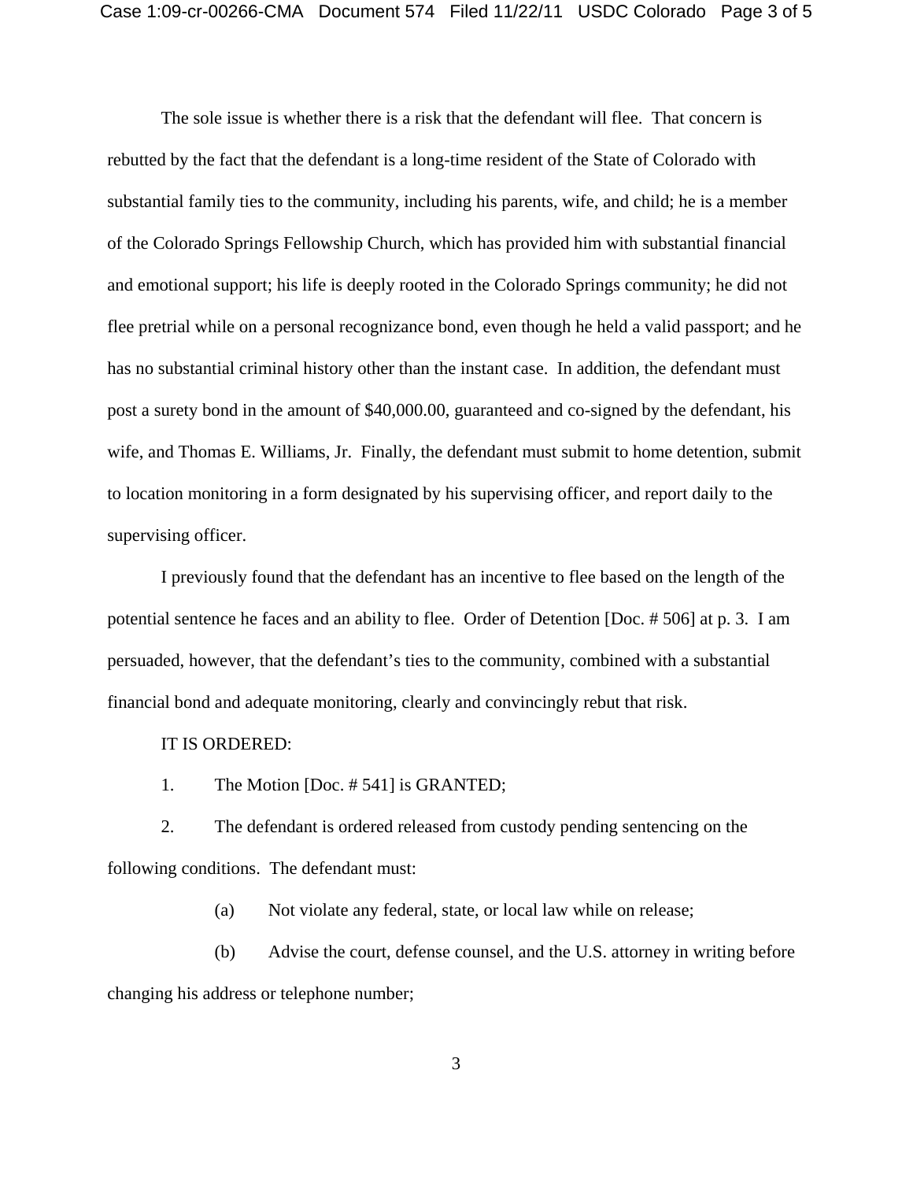The sole issue is whether there is a risk that the defendant will flee. That concern is rebutted by the fact that the defendant is a long-time resident of the State of Colorado with substantial family ties to the community, including his parents, wife, and child; he is a member of the Colorado Springs Fellowship Church, which has provided him with substantial financial and emotional support; his life is deeply rooted in the Colorado Springs community; he did not flee pretrial while on a personal recognizance bond, even though he held a valid passport; and he has no substantial criminal history other than the instant case. In addition, the defendant must post a surety bond in the amount of $40,000.00, guaranteed and co-signed by the defendant, his wife, and Thomas E. Williams, Jr. Finally, the defendant must submit to home detention, submit to location monitoring in a form designated by his supervising officer, and report daily to the supervising officer.

I previously found that the defendant has an incentive to flee based on the length of the potential sentence he faces and an ability to flee. Order of Detention [Doc. # 506] at p. 3. I am persuaded, however, that the defendant's ties to the community, combined with a substantial financial bond and adequate monitoring, clearly and convincingly rebut that risk.

IT IS ORDERED:

1. The Motion [Doc. # 541] is GRANTED;

2. The defendant is ordered released from custody pending sentencing on the following conditions. The defendant must:

   (a) Not violate any federal, state, or local law while on release;

   (b) Advise the court, defense counsel, and the U.S. attorney in writing before changing his address or telephone number;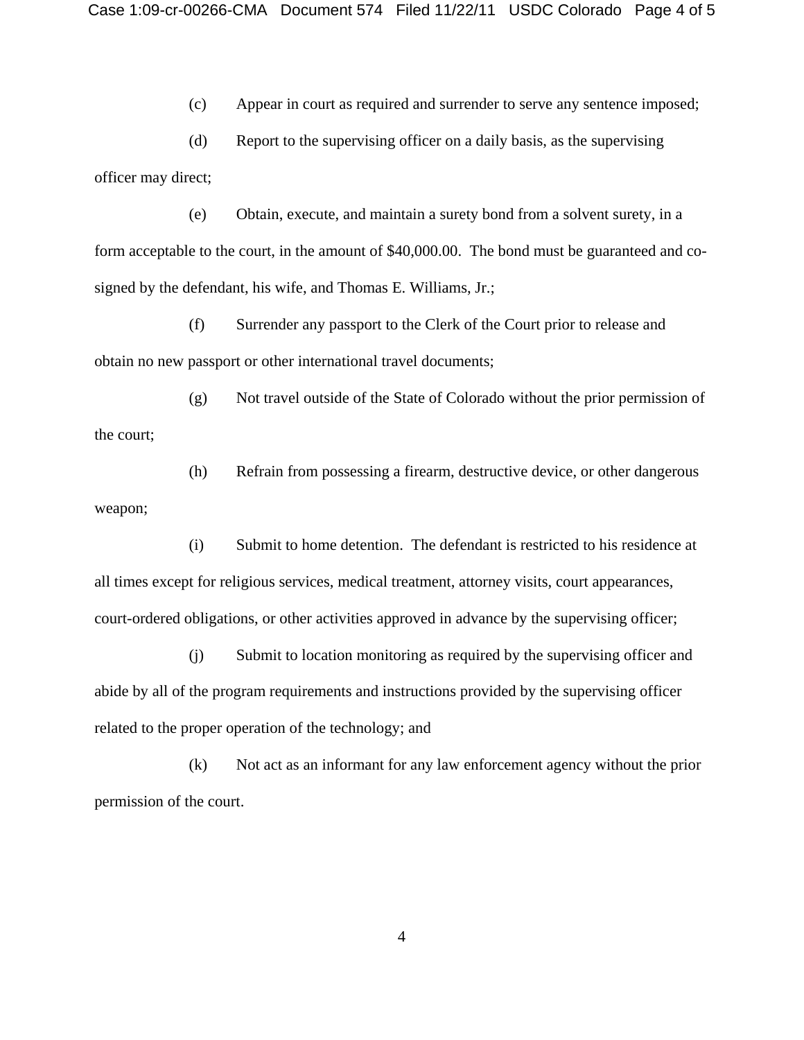(c) Appear in court as required and surrender to serve any sentence imposed;

(d) Report to the supervising officer on a daily basis, as the supervising officer may direct;

(e) Obtain, execute, and maintain a surety bond from a solvent surety, in a form acceptable to the court, in the amount of $40,000.00. The bond must be guaranteed and co-signed by the defendant, his wife, and Thomas E. Williams, Jr.;

(f) Surrender any passport to the Clerk of the Court prior to release and obtain no new passport or other international travel documents;

(g) Not travel outside of the State of Colorado without the prior permission of the court;

(h) Refrain from possessing a firearm, destructive device, or other dangerous weapon;

(i) Submit to home detention. The defendant is restricted to his residence at all times except for religious services, medical treatment, attorney visits, court appearances, court-ordered obligations, or other activities approved in advance by the supervising officer;

(j) Submit to location monitoring as required by the supervising officer and abide by all of the program requirements and instructions provided by the supervising officer related to the proper operation of the technology; and

(k) Not act as an informant for any law enforcement agency without the prior permission of the court.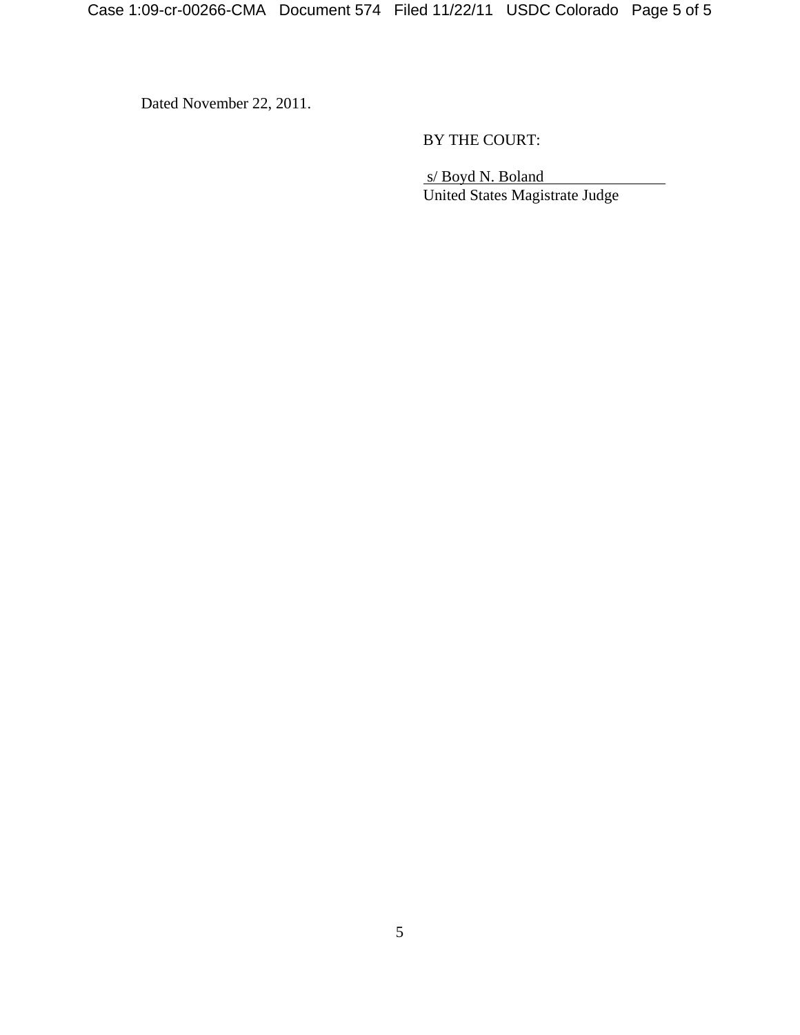Dated November 22, 2011.

BY THE COURT:

s/ Boyd N. Boland
United States Magistrate Judge